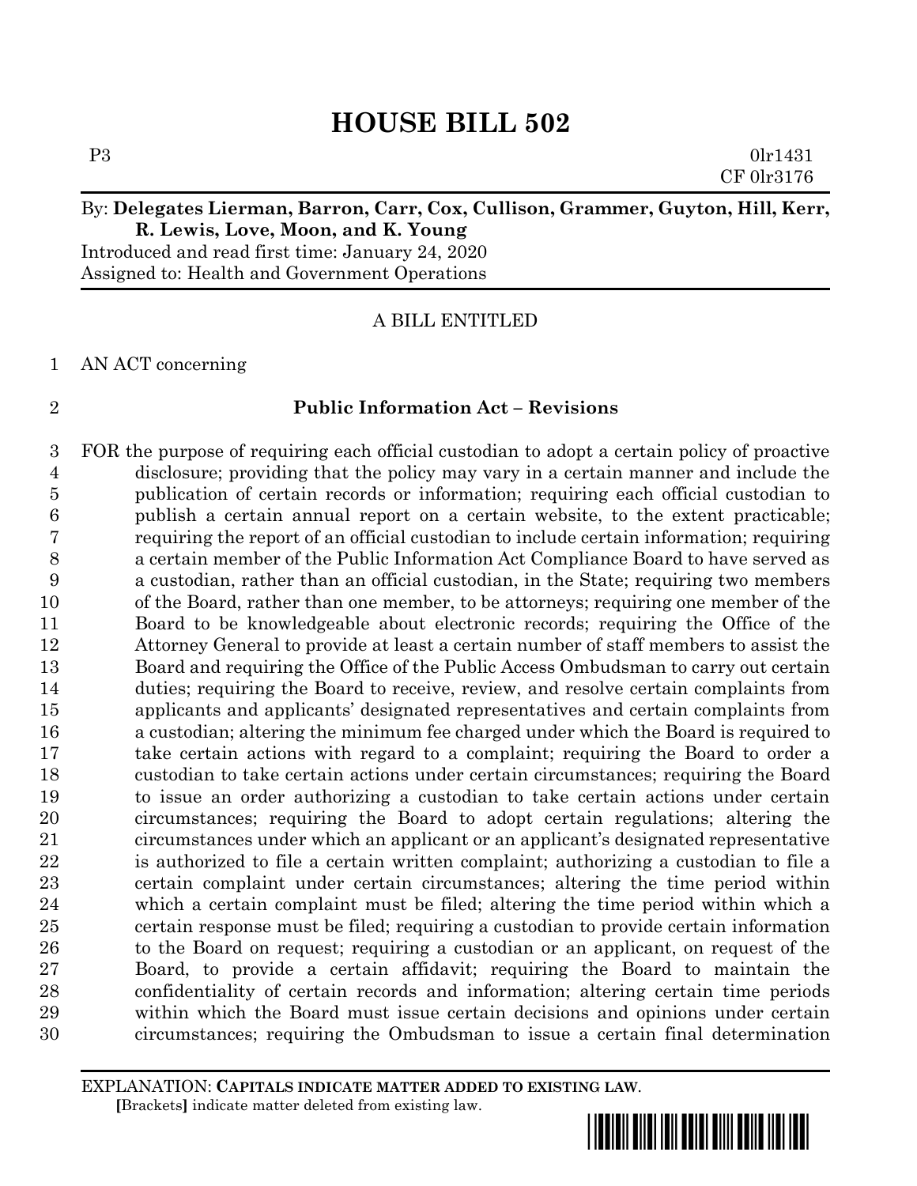# HOUSE BILL 502

P3 0lr1431
CF 0lr3176

By: **Delegates Lierman, Barron, Carr, Cox, Cullison, Grammer, Guyton, Hill, Kerr, R. Lewis, Love, Moon, and K. Young**

Introduced and read first time: January 24, 2020
Assigned to: Health and Government Operations

A BILL ENTITLED

1 AN ACT concerning

2 **Public Information Act – Revisions**

3 FOR the purpose of requiring each official custodian to adopt a certain policy of proactive
4 disclosure; providing that the policy may vary in a certain manner and include the
5 publication of certain records or information; requiring each official custodian to
6 publish a certain annual report on a certain website, to the extent practicable;
7 requiring the report of an official custodian to include certain information; requiring
8 a certain member of the Public Information Act Compliance Board to have served as
9 a custodian, rather than an official custodian, in the State; requiring two members
10 of the Board, rather than one member, to be attorneys; requiring one member of the
11 Board to be knowledgeable about electronic records; requiring the Office of the
12 Attorney General to provide at least a certain number of staff members to assist the
13 Board and requiring the Office of the Public Access Ombudsman to carry out certain
14 duties; requiring the Board to receive, review, and resolve certain complaints from
15 applicants and applicants' designated representatives and certain complaints from
16 a custodian; altering the minimum fee charged under which the Board is required to
17 take certain actions with regard to a complaint; requiring the Board to order a
18 custodian to take certain actions under certain circumstances; requiring the Board
19 to issue an order authorizing a custodian to take certain actions under certain
20 circumstances; requiring the Board to adopt certain regulations; altering the
21 circumstances under which an applicant or an applicant's designated representative
22 is authorized to file a certain written complaint; authorizing a custodian to file a
23 certain complaint under certain circumstances; altering the time period within
24 which a certain complaint must be filed; altering the time period within which a
25 certain response must be filed; requiring a custodian to provide certain information
26 to the Board on request; requiring a custodian or an applicant, on request of the
27 Board, to provide a certain affidavit; requiring the Board to maintain the
28 confidentiality of certain records and information; altering certain time periods
29 within which the Board must issue certain decisions and opinions under certain
30 circumstances; requiring the Ombudsman to issue a certain final determination

EXPLANATION: **CAPITALS INDICATE MATTER ADDED TO EXISTING LAW.**
**[**Brackets**]** indicate matter deleted from existing law.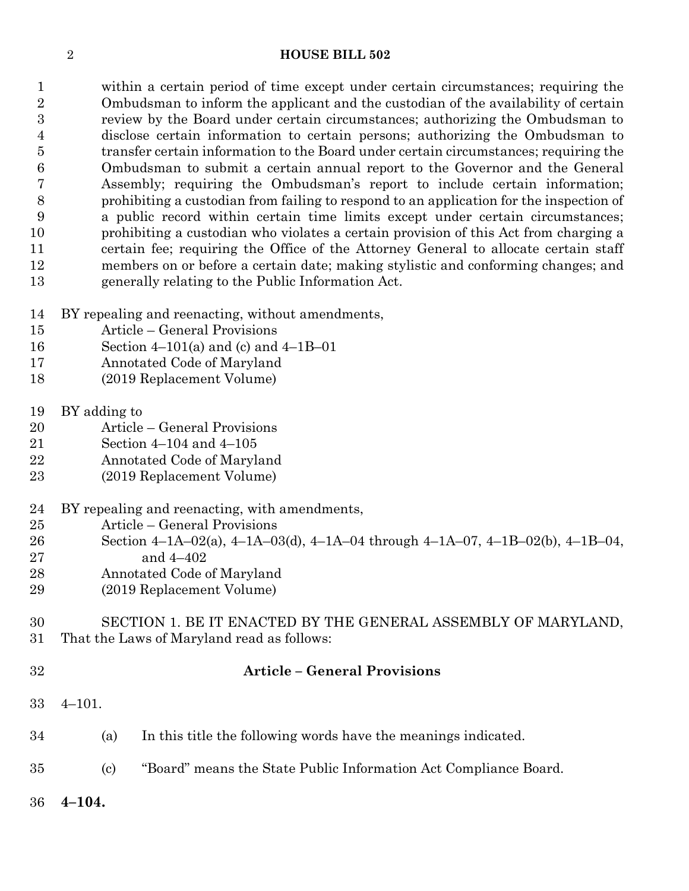within a certain period of time except under certain circumstances; requiring the Ombudsman to inform the applicant and the custodian of the availability of certain review by the Board under certain circumstances; authorizing the Ombudsman to disclose certain information to certain persons; authorizing the Ombudsman to transfer certain information to the Board under certain circumstances; requiring the Ombudsman to submit a certain annual report to the Governor and the General Assembly; requiring the Ombudsman's report to include certain information; prohibiting a custodian from failing to respond to an application for the inspection of a public record within certain time limits except under certain circumstances; prohibiting a custodian who violates a certain provision of this Act from charging a certain fee; requiring the Office of the Attorney General to allocate certain staff members on or before a certain date; making stylistic and conforming changes; and generally relating to the Public Information Act.

BY repealing and reenacting, without amendments,
Article – General Provisions
Section 4–101(a) and (c) and 4–1B–01
Annotated Code of Maryland
(2019 Replacement Volume)

BY adding to
Article – General Provisions
Section 4–104 and 4–105
Annotated Code of Maryland
(2019 Replacement Volume)

BY repealing and reenacting, with amendments,
Article – General Provisions
Section 4–1A–02(a), 4–1A–03(d), 4–1A–04 through 4–1A–07, 4–1B–02(b), 4–1B–04, and 4–402
Annotated Code of Maryland
(2019 Replacement Volume)

SECTION 1. BE IT ENACTED BY THE GENERAL ASSEMBLY OF MARYLAND, That the Laws of Maryland read as follows:

## Article – General Provisions

4–101.

(a) In this title the following words have the meanings indicated.

(c) "Board" means the State Public Information Act Compliance Board.

**4–104.**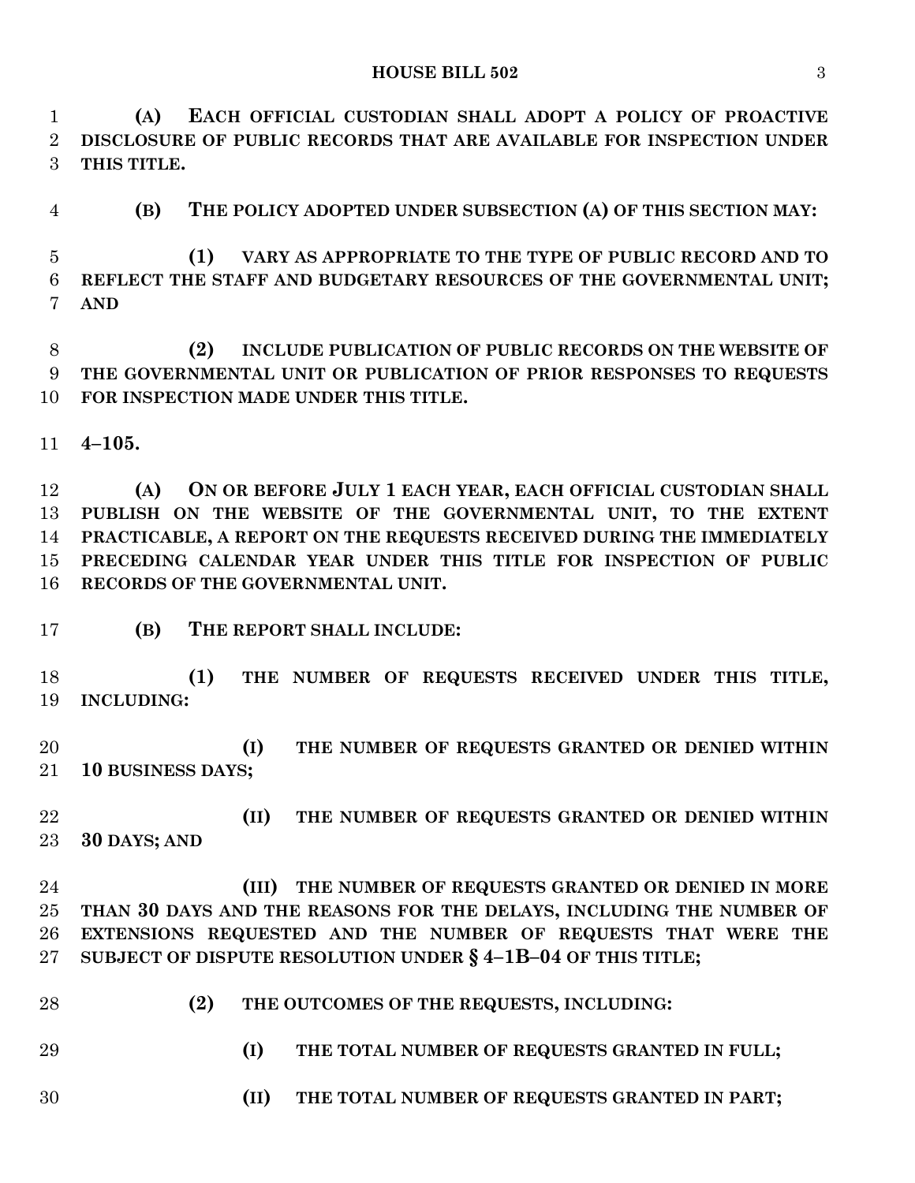**(A) EACH OFFICIAL CUSTODIAN SHALL ADOPT A POLICY OF PROACTIVE DISCLOSURE OF PUBLIC RECORDS THAT ARE AVAILABLE FOR INSPECTION UNDER THIS TITLE.**

**(B) THE POLICY ADOPTED UNDER SUBSECTION (A) OF THIS SECTION MAY:**

**(1) VARY AS APPROPRIATE TO THE TYPE OF PUBLIC RECORD AND TO REFLECT THE STAFF AND BUDGETARY RESOURCES OF THE GOVERNMENTAL UNIT; AND**

**(2) INCLUDE PUBLICATION OF PUBLIC RECORDS ON THE WEBSITE OF THE GOVERNMENTAL UNIT OR PUBLICATION OF PRIOR RESPONSES TO REQUESTS FOR INSPECTION MADE UNDER THIS TITLE.**

**4–105.**

**(A) ON OR BEFORE JULY 1 EACH YEAR, EACH OFFICIAL CUSTODIAN SHALL PUBLISH ON THE WEBSITE OF THE GOVERNMENTAL UNIT, TO THE EXTENT PRACTICABLE, A REPORT ON THE REQUESTS RECEIVED DURING THE IMMEDIATELY PRECEDING CALENDAR YEAR UNDER THIS TITLE FOR INSPECTION OF PUBLIC RECORDS OF THE GOVERNMENTAL UNIT.**

**(B) THE REPORT SHALL INCLUDE:**

**(1) THE NUMBER OF REQUESTS RECEIVED UNDER THIS TITLE, INCLUDING:**

**(I) THE NUMBER OF REQUESTS GRANTED OR DENIED WITHIN 10 BUSINESS DAYS;**

**(II) THE NUMBER OF REQUESTS GRANTED OR DENIED WITHIN 30 DAYS; AND**

**(III) THE NUMBER OF REQUESTS GRANTED OR DENIED IN MORE THAN 30 DAYS AND THE REASONS FOR THE DELAYS, INCLUDING THE NUMBER OF EXTENSIONS REQUESTED AND THE NUMBER OF REQUESTS THAT WERE THE SUBJECT OF DISPUTE RESOLUTION UNDER § 4–1B–04 OF THIS TITLE;**

**(2) THE OUTCOMES OF THE REQUESTS, INCLUDING:**

**(I) THE TOTAL NUMBER OF REQUESTS GRANTED IN FULL;**

**(II) THE TOTAL NUMBER OF REQUESTS GRANTED IN PART;**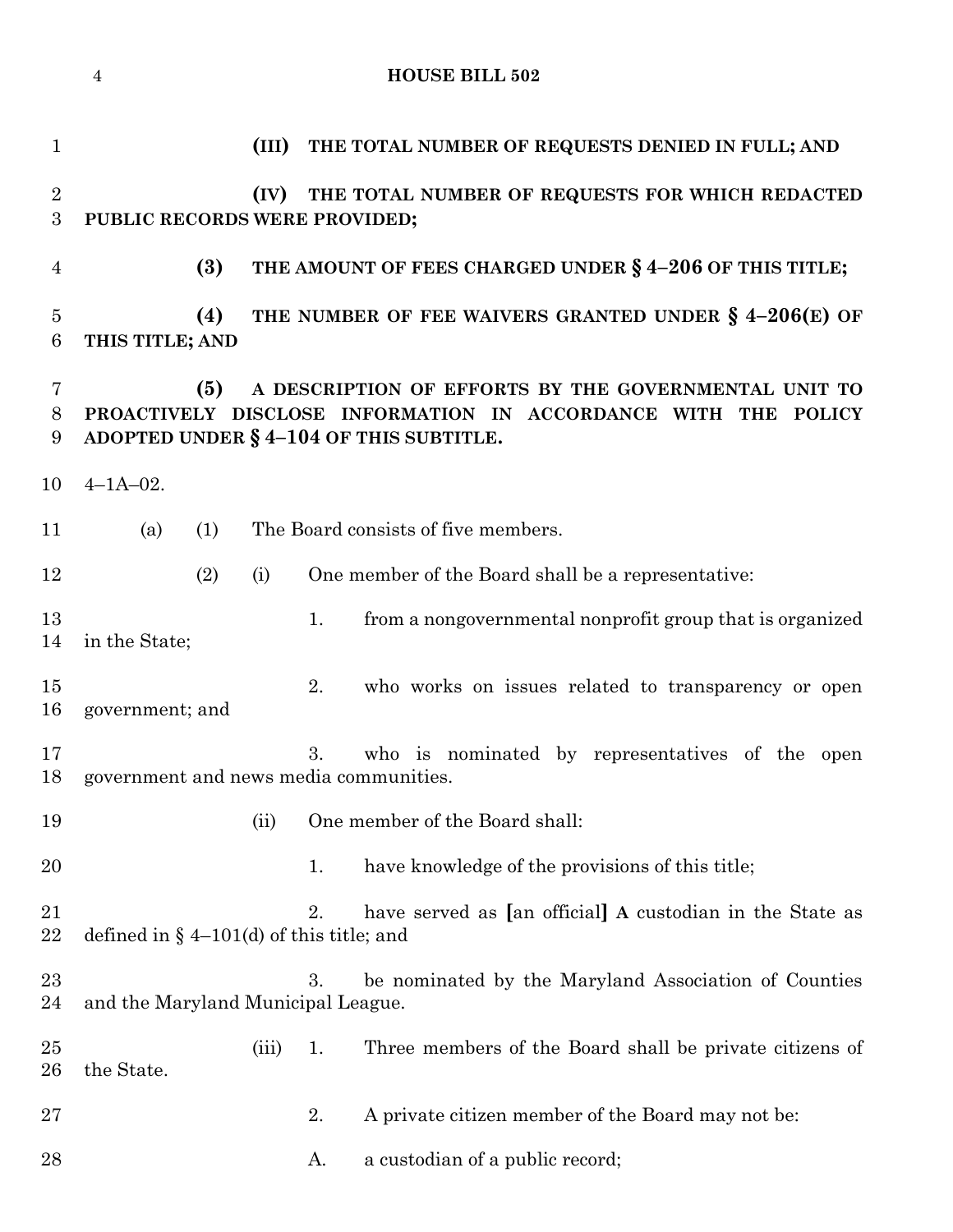(III) THE TOTAL NUMBER OF REQUESTS DENIED IN FULL; AND

(IV) THE TOTAL NUMBER OF REQUESTS FOR WHICH REDACTED PUBLIC RECORDS WERE PROVIDED;

(3) THE AMOUNT OF FEES CHARGED UNDER § 4–206 OF THIS TITLE;

(4) THE NUMBER OF FEE WAIVERS GRANTED UNDER § 4–206(E) OF THIS TITLE; AND

(5) A DESCRIPTION OF EFFORTS BY THE GOVERNMENTAL UNIT TO PROACTIVELY DISCLOSE INFORMATION IN ACCORDANCE WITH THE POLICY ADOPTED UNDER § 4–104 OF THIS SUBTITLE.

4–1A–02.

(a) (1) The Board consists of five members.

(2) (i) One member of the Board shall be a representative:

1. from a nongovernmental nonprofit group that is organized in the State;

2. who works on issues related to transparency or open government; and

3. who is nominated by representatives of the open government and news media communities.

(ii) One member of the Board shall:

1. have knowledge of the provisions of this title;

2. have served as [an official] A custodian in the State as defined in § 4–101(d) of this title; and

3. be nominated by the Maryland Association of Counties and the Maryland Municipal League.

(iii) 1. Three members of the Board shall be private citizens of the State.

2. A private citizen member of the Board may not be:

A. a custodian of a public record;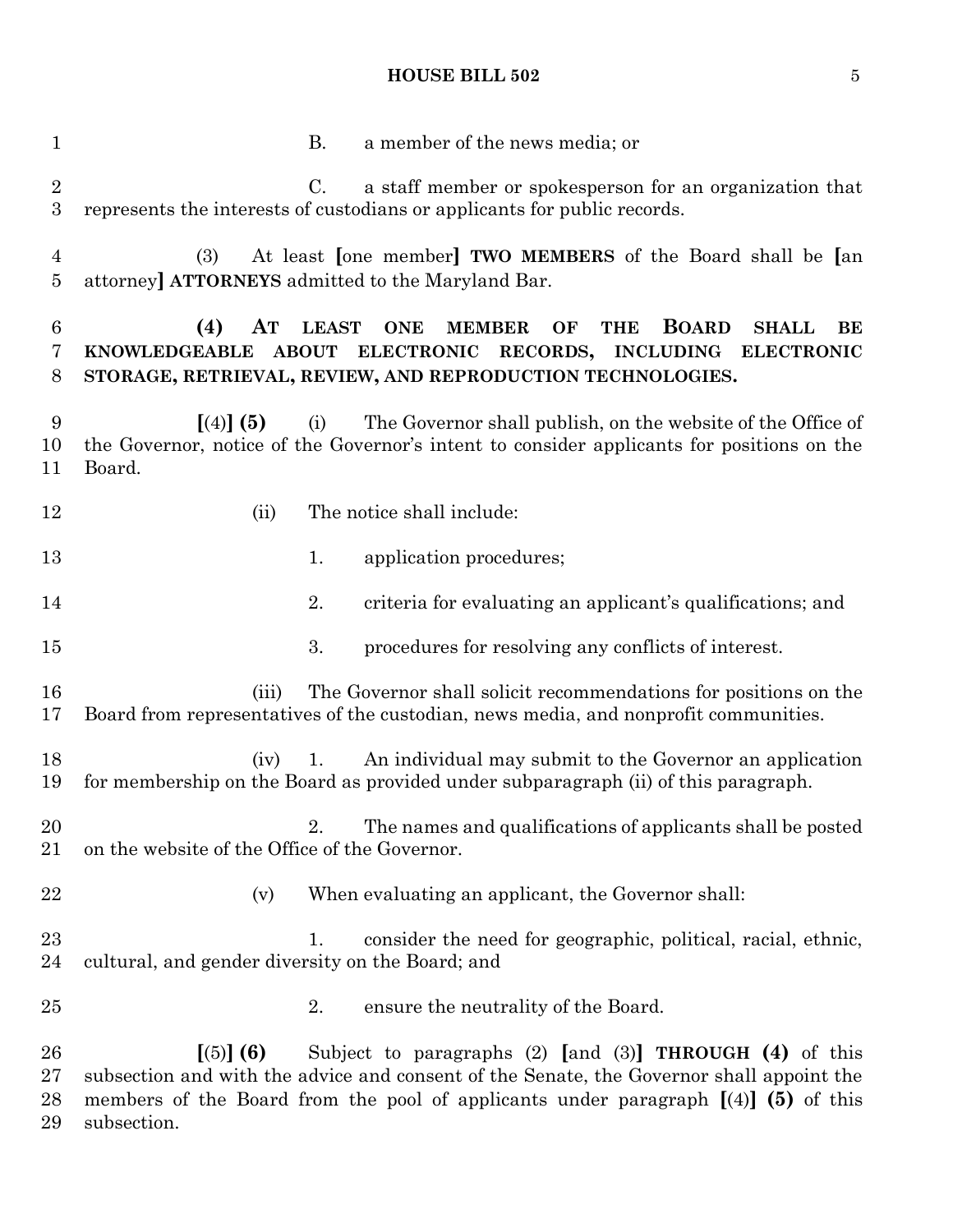B. a member of the news media; or

C. a staff member or spokesperson for an organization that represents the interests of custodians or applicants for public records.

(3) At least [one member] **TWO MEMBERS** of the Board shall be [an attorney] **ATTORNEYS** admitted to the Maryland Bar.

**(4) AT LEAST ONE MEMBER OF THE BOARD SHALL BE KNOWLEDGEABLE ABOUT ELECTRONIC RECORDS, INCLUDING ELECTRONIC STORAGE, RETRIEVAL, REVIEW, AND REPRODUCTION TECHNOLOGIES.**

[(4)] **(5)** (i) The Governor shall publish, on the website of the Office of the Governor, notice of the Governor's intent to consider applicants for positions on the Board.

(ii) The notice shall include:

1. application procedures;

2. criteria for evaluating an applicant's qualifications; and

3. procedures for resolving any conflicts of interest.

(iii) The Governor shall solicit recommendations for positions on the Board from representatives of the custodian, news media, and nonprofit communities.

(iv) 1. An individual may submit to the Governor an application for membership on the Board as provided under subparagraph (ii) of this paragraph.

2. The names and qualifications of applicants shall be posted on the website of the Office of the Governor.

(v) When evaluating an applicant, the Governor shall:

1. consider the need for geographic, political, racial, ethnic, cultural, and gender diversity on the Board; and

2. ensure the neutrality of the Board.

[(5)] **(6)** Subject to paragraphs (2) [and (3)] **THROUGH (4)** of this subsection and with the advice and consent of the Senate, the Governor shall appoint the members of the Board from the pool of applicants under paragraph [(4)] **(5)** of this subsection.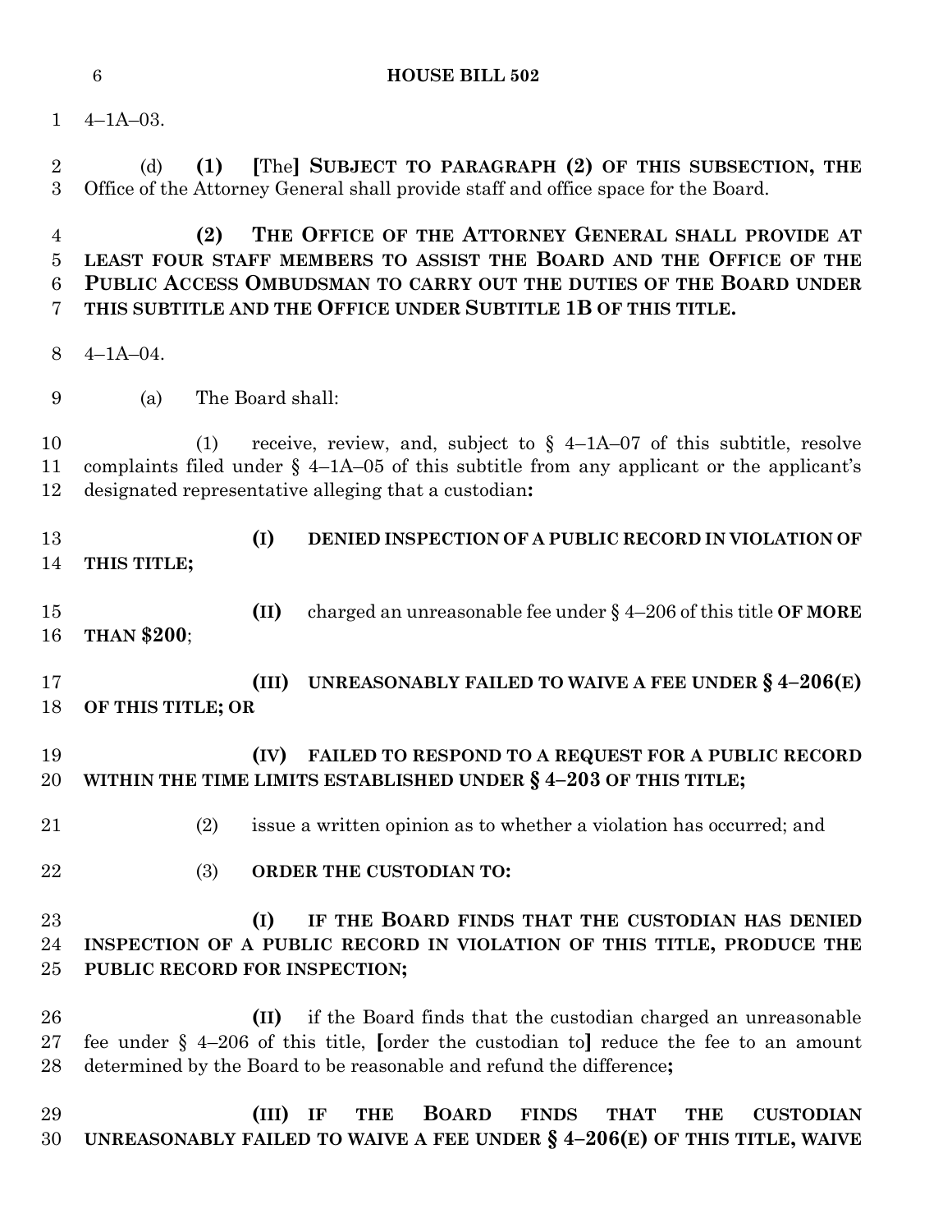4–1A–03.

(d) **(1)** [The] **SUBJECT TO PARAGRAPH (2) OF THIS SUBSECTION, THE** Office of the Attorney General shall provide staff and office space for the Board.

**(2) THE OFFICE OF THE ATTORNEY GENERAL SHALL PROVIDE AT LEAST FOUR STAFF MEMBERS TO ASSIST THE BOARD AND THE OFFICE OF THE PUBLIC ACCESS OMBUDSMAN TO CARRY OUT THE DUTIES OF THE BOARD UNDER THIS SUBTITLE AND THE OFFICE UNDER SUBTITLE 1B OF THIS TITLE.**

4–1A–04.

(a) The Board shall:

(1) receive, review, and, subject to § 4–1A–07 of this subtitle, resolve complaints filed under § 4–1A–05 of this subtitle from any applicant or the applicant's designated representative alleging that a custodian**:**

**(I) DENIED INSPECTION OF A PUBLIC RECORD IN VIOLATION OF THIS TITLE;**

**(II)** charged an unreasonable fee under § 4–206 of this title **OF MORE THAN $200**;

**(III) UNREASONABLY FAILED TO WAIVE A FEE UNDER § 4–206(E) OF THIS TITLE; OR**

**(IV) FAILED TO RESPOND TO A REQUEST FOR A PUBLIC RECORD WITHIN THE TIME LIMITS ESTABLISHED UNDER § 4–203 OF THIS TITLE;**

(2) issue a written opinion as to whether a violation has occurred; and

(3) **ORDER THE CUSTODIAN TO:**

**(I) IF THE BOARD FINDS THAT THE CUSTODIAN HAS DENIED INSPECTION OF A PUBLIC RECORD IN VIOLATION OF THIS TITLE, PRODUCE THE PUBLIC RECORD FOR INSPECTION;**

**(II)** if the Board finds that the custodian charged an unreasonable fee under § 4–206 of this title, [order the custodian to] reduce the fee to an amount determined by the Board to be reasonable and refund the difference**;**

**(III) IF THE BOARD FINDS THAT THE CUSTODIAN UNREASONABLY FAILED TO WAIVE A FEE UNDER § 4–206(E) OF THIS TITLE, WAIVE**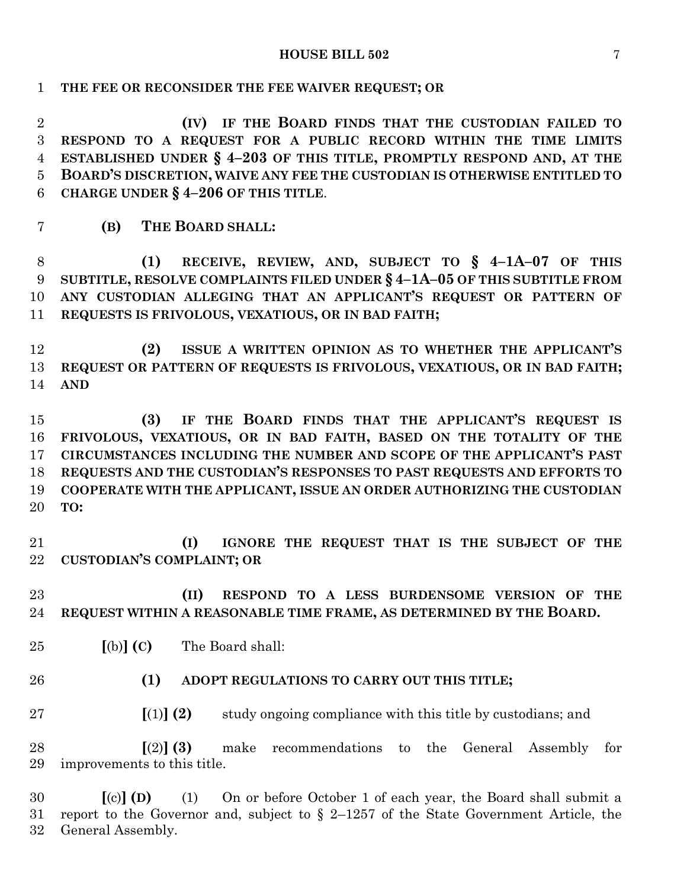**THE FEE OR RECONSIDER THE FEE WAIVER REQUEST; OR**

**(IV) IF THE BOARD FINDS THAT THE CUSTODIAN FAILED TO RESPOND TO A REQUEST FOR A PUBLIC RECORD WITHIN THE TIME LIMITS ESTABLISHED UNDER § 4–203 OF THIS TITLE, PROMPTLY RESPOND AND, AT THE BOARD'S DISCRETION, WAIVE ANY FEE THE CUSTODIAN IS OTHERWISE ENTITLED TO CHARGE UNDER § 4–206 OF THIS TITLE**.

**(B) THE BOARD SHALL:**

**(1) RECEIVE, REVIEW, AND, SUBJECT TO § 4–1A–07 OF THIS SUBTITLE, RESOLVE COMPLAINTS FILED UNDER § 4–1A–05 OF THIS SUBTITLE FROM ANY CUSTODIAN ALLEGING THAT AN APPLICANT'S REQUEST OR PATTERN OF REQUESTS IS FRIVOLOUS, VEXATIOUS, OR IN BAD FAITH;**

**(2) ISSUE A WRITTEN OPINION AS TO WHETHER THE APPLICANT'S REQUEST OR PATTERN OF REQUESTS IS FRIVOLOUS, VEXATIOUS, OR IN BAD FAITH; AND**

**(3) IF THE BOARD FINDS THAT THE APPLICANT'S REQUEST IS FRIVOLOUS, VEXATIOUS, OR IN BAD FAITH, BASED ON THE TOTALITY OF THE CIRCUMSTANCES INCLUDING THE NUMBER AND SCOPE OF THE APPLICANT'S PAST REQUESTS AND THE CUSTODIAN'S RESPONSES TO PAST REQUESTS AND EFFORTS TO COOPERATE WITH THE APPLICANT, ISSUE AN ORDER AUTHORIZING THE CUSTODIAN TO:**

**(I) IGNORE THE REQUEST THAT IS THE SUBJECT OF THE CUSTODIAN'S COMPLAINT; OR**

**(II) RESPOND TO A LESS BURDENSOME VERSION OF THE REQUEST WITHIN A REASONABLE TIME FRAME, AS DETERMINED BY THE BOARD.**

**[**(b)**] (C)** The Board shall:

**(1) ADOPT REGULATIONS TO CARRY OUT THIS TITLE;**

**[**(1)**] (2)** study ongoing compliance with this title by custodians; and

**[**(2)**] (3)** make recommendations to the General Assembly for improvements to this title.

**[**(c)**] (D)** (1) On or before October 1 of each year, the Board shall submit a report to the Governor and, subject to § 2–1257 of the State Government Article, the General Assembly.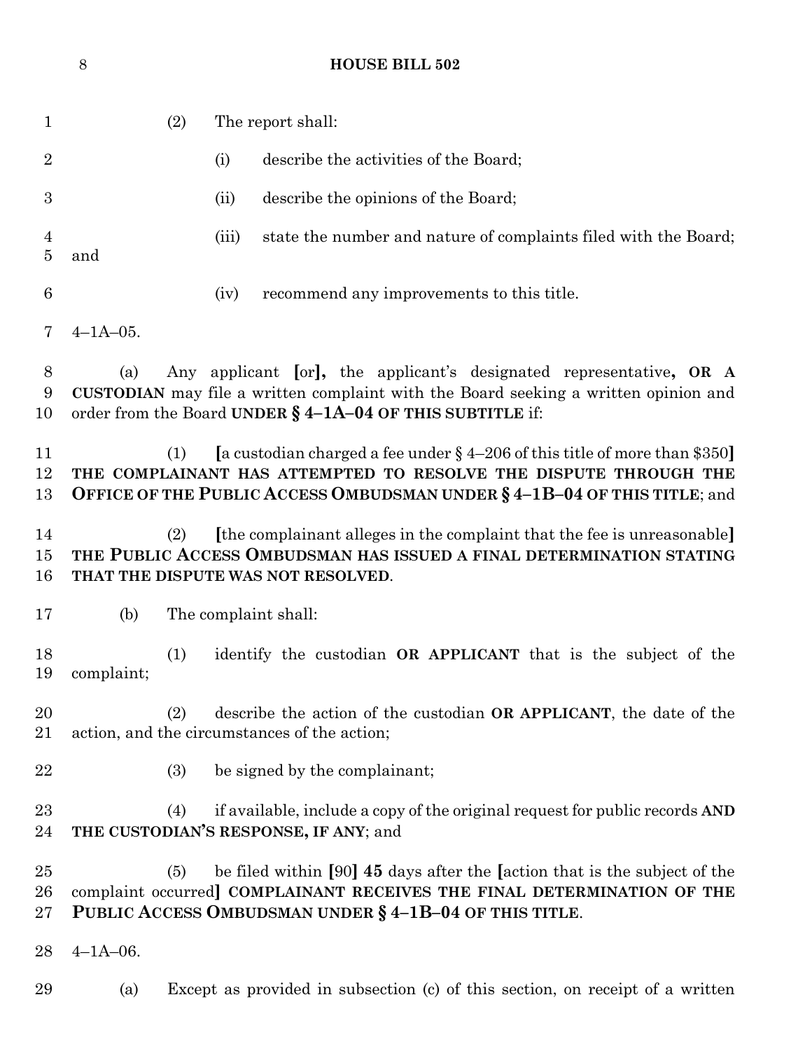(2) The report shall:

(i) describe the activities of the Board;

(ii) describe the opinions of the Board;

(iii) state the number and nature of complaints filed with the Board; and

(iv) recommend any improvements to this title.

4–1A–05.

(a) Any applicant [or]**,** the applicant's designated representative**, OR A CUSTODIAN** may file a written complaint with the Board seeking a written opinion and order from the Board **UNDER § 4–1A–04 OF THIS SUBTITLE** if:

(1) [a custodian charged a fee under § 4–206 of this title of more than $350] **THE COMPLAINANT HAS ATTEMPTED TO RESOLVE THE DISPUTE THROUGH THE OFFICE OF THE PUBLIC ACCESS OMBUDSMAN UNDER § 4–1B–04 OF THIS TITLE**; and

(2) [the complainant alleges in the complaint that the fee is unreasonable] **THE PUBLIC ACCESS OMBUDSMAN HAS ISSUED A FINAL DETERMINATION STATING THAT THE DISPUTE WAS NOT RESOLVED**.

(b) The complaint shall:

(1) identify the custodian **OR APPLICANT** that is the subject of the complaint;

(2) describe the action of the custodian **OR APPLICANT**, the date of the action, and the circumstances of the action;

(3) be signed by the complainant;

(4) if available, include a copy of the original request for public records **AND THE CUSTODIAN'S RESPONSE, IF ANY**; and

(5) be filed within [90] **45** days after the [action that is the subject of the complaint occurred] **COMPLAINANT RECEIVES THE FINAL DETERMINATION OF THE PUBLIC ACCESS OMBUDSMAN UNDER § 4–1B–04 OF THIS TITLE**.

4–1A–06.

(a) Except as provided in subsection (c) of this section, on receipt of a written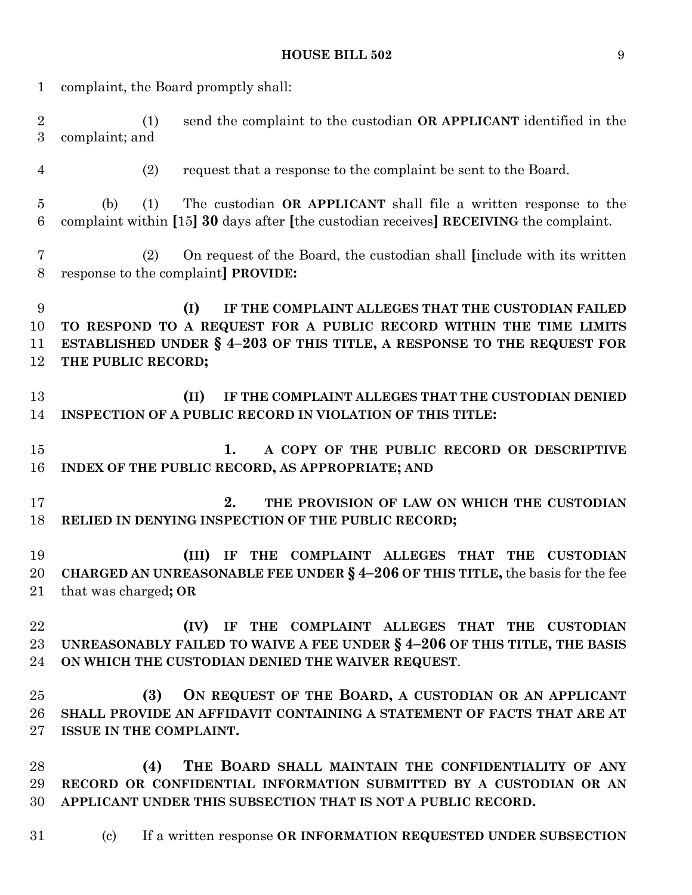complaint, the Board promptly shall:

(1) send the complaint to the custodian **OR APPLICANT** identified in the complaint; and

(2) request that a response to the complaint be sent to the Board.

(b) (1) The custodian **OR APPLICANT** shall file a written response to the complaint within [15] **30** days after [the custodian receives] **RECEIVING** the complaint.

(2) On request of the Board, the custodian shall [include with its written response to the complaint] **PROVIDE:**

**(I) IF THE COMPLAINT ALLEGES THAT THE CUSTODIAN FAILED TO RESPOND TO A REQUEST FOR A PUBLIC RECORD WITHIN THE TIME LIMITS ESTABLISHED UNDER § 4–203 OF THIS TITLE, A RESPONSE TO THE REQUEST FOR THE PUBLIC RECORD;**

**(II) IF THE COMPLAINT ALLEGES THAT THE CUSTODIAN DENIED INSPECTION OF A PUBLIC RECORD IN VIOLATION OF THIS TITLE:**

**1. A COPY OF THE PUBLIC RECORD OR DESCRIPTIVE INDEX OF THE PUBLIC RECORD, AS APPROPRIATE; AND**

**2. THE PROVISION OF LAW ON WHICH THE CUSTODIAN RELIED IN DENYING INSPECTION OF THE PUBLIC RECORD;**

**(III) IF THE COMPLAINT ALLEGES THAT THE CUSTODIAN CHARGED AN UNREASONABLE FEE UNDER § 4–206 OF THIS TITLE,** the basis for the fee that was charged**; OR**

**(IV) IF THE COMPLAINT ALLEGES THAT THE CUSTODIAN UNREASONABLY FAILED TO WAIVE A FEE UNDER § 4–206 OF THIS TITLE, THE BASIS ON WHICH THE CUSTODIAN DENIED THE WAIVER REQUEST**.

**(3) ON REQUEST OF THE BOARD, A CUSTODIAN OR AN APPLICANT SHALL PROVIDE AN AFFIDAVIT CONTAINING A STATEMENT OF FACTS THAT ARE AT ISSUE IN THE COMPLAINT.**

**(4) THE BOARD SHALL MAINTAIN THE CONFIDENTIALITY OF ANY RECORD OR CONFIDENTIAL INFORMATION SUBMITTED BY A CUSTODIAN OR AN APPLICANT UNDER THIS SUBSECTION THAT IS NOT A PUBLIC RECORD.**

(c) If a written response **OR INFORMATION REQUESTED UNDER SUBSECTION**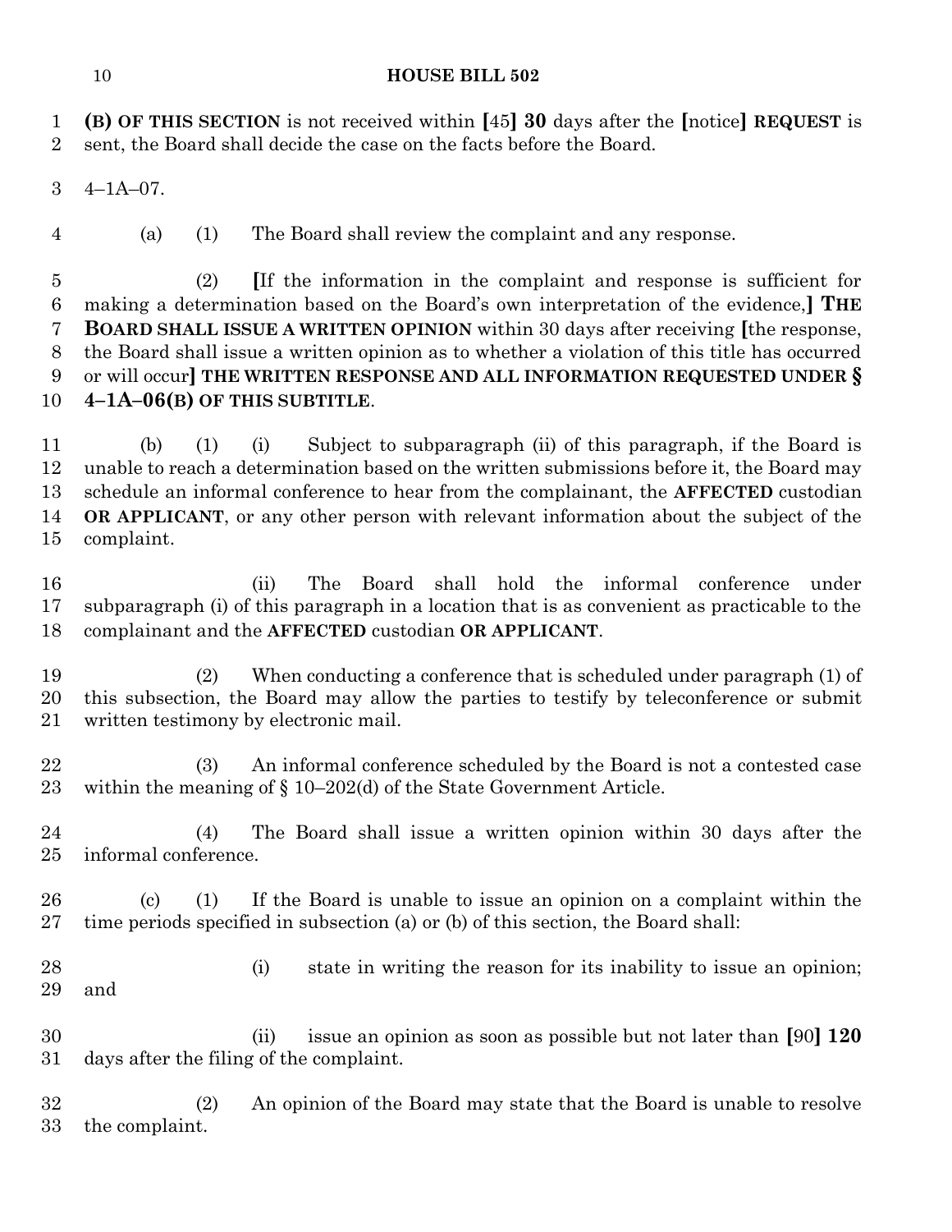**(B) OF THIS SECTION** is not received within [45] **30** days after the [notice] **REQUEST** is sent, the Board shall decide the case on the facts before the Board.

4–1A–07.

(a) (1) The Board shall review the complaint and any response.

(2) [If the information in the complaint and response is sufficient for making a determination based on the Board's own interpretation of the evidence,] **THE BOARD SHALL ISSUE A WRITTEN OPINION** within 30 days after receiving [the response, the Board shall issue a written opinion as to whether a violation of this title has occurred or will occur] **THE WRITTEN RESPONSE AND ALL INFORMATION REQUESTED UNDER § 4–1A–06(B) OF THIS SUBTITLE**.

(b) (1) (i) Subject to subparagraph (ii) of this paragraph, if the Board is unable to reach a determination based on the written submissions before it, the Board may schedule an informal conference to hear from the complainant, the **AFFECTED** custodian **OR APPLICANT**, or any other person with relevant information about the subject of the complaint.

(ii) The Board shall hold the informal conference under subparagraph (i) of this paragraph in a location that is as convenient as practicable to the complainant and the **AFFECTED** custodian **OR APPLICANT**.

(2) When conducting a conference that is scheduled under paragraph (1) of this subsection, the Board may allow the parties to testify by teleconference or submit written testimony by electronic mail.

(3) An informal conference scheduled by the Board is not a contested case within the meaning of § 10–202(d) of the State Government Article.

(4) The Board shall issue a written opinion within 30 days after the informal conference.

(c) (1) If the Board is unable to issue an opinion on a complaint within the time periods specified in subsection (a) or (b) of this section, the Board shall:

(i) state in writing the reason for its inability to issue an opinion; and

(ii) issue an opinion as soon as possible but not later than [90] **120** days after the filing of the complaint.

(2) An opinion of the Board may state that the Board is unable to resolve the complaint.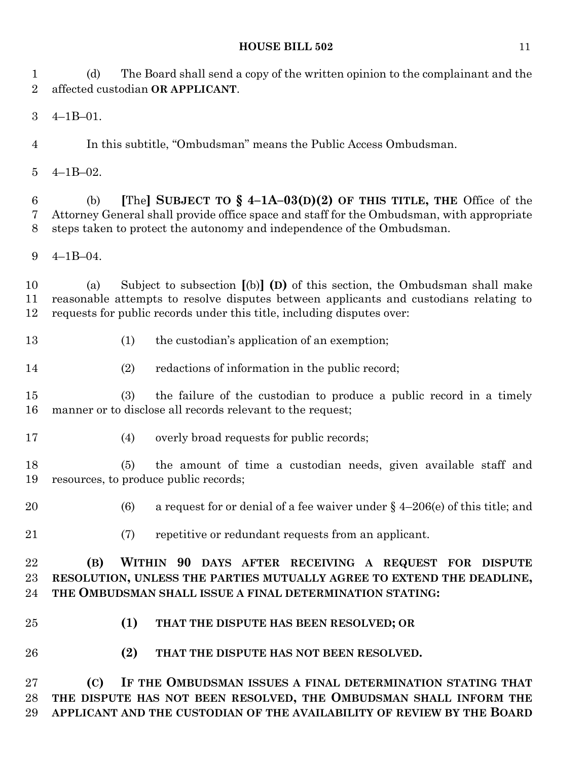(d) The Board shall send a copy of the written opinion to the complainant and the affected custodian **OR APPLICANT**.

4–1B–01.

In this subtitle, "Ombudsman" means the Public Access Ombudsman.

4–1B–02.

(b) **[**The**] SUBJECT TO § 4–1A–03(D)(2) OF THIS TITLE, THE** Office of the Attorney General shall provide office space and staff for the Ombudsman, with appropriate steps taken to protect the autonomy and independence of the Ombudsman.

4–1B–04.

(a) Subject to subsection **[**(b)**] (D)** of this section, the Ombudsman shall make reasonable attempts to resolve disputes between applicants and custodians relating to requests for public records under this title, including disputes over:

(1) the custodian's application of an exemption;

(2) redactions of information in the public record;

(3) the failure of the custodian to produce a public record in a timely manner or to disclose all records relevant to the request;

(4) overly broad requests for public records;

(5) the amount of time a custodian needs, given available staff and resources, to produce public records;

(6) a request for or denial of a fee waiver under § 4–206(e) of this title; and

(7) repetitive or redundant requests from an applicant.

**(B) WITHIN 90 DAYS AFTER RECEIVING A REQUEST FOR DISPUTE RESOLUTION, UNLESS THE PARTIES MUTUALLY AGREE TO EXTEND THE DEADLINE, THE OMBUDSMAN SHALL ISSUE A FINAL DETERMINATION STATING:**

**(1) THAT THE DISPUTE HAS BEEN RESOLVED; OR**

**(2) THAT THE DISPUTE HAS NOT BEEN RESOLVED.**

**(C) IF THE OMBUDSMAN ISSUES A FINAL DETERMINATION STATING THAT THE DISPUTE HAS NOT BEEN RESOLVED, THE OMBUDSMAN SHALL INFORM THE APPLICANT AND THE CUSTODIAN OF THE AVAILABILITY OF REVIEW BY THE BOARD**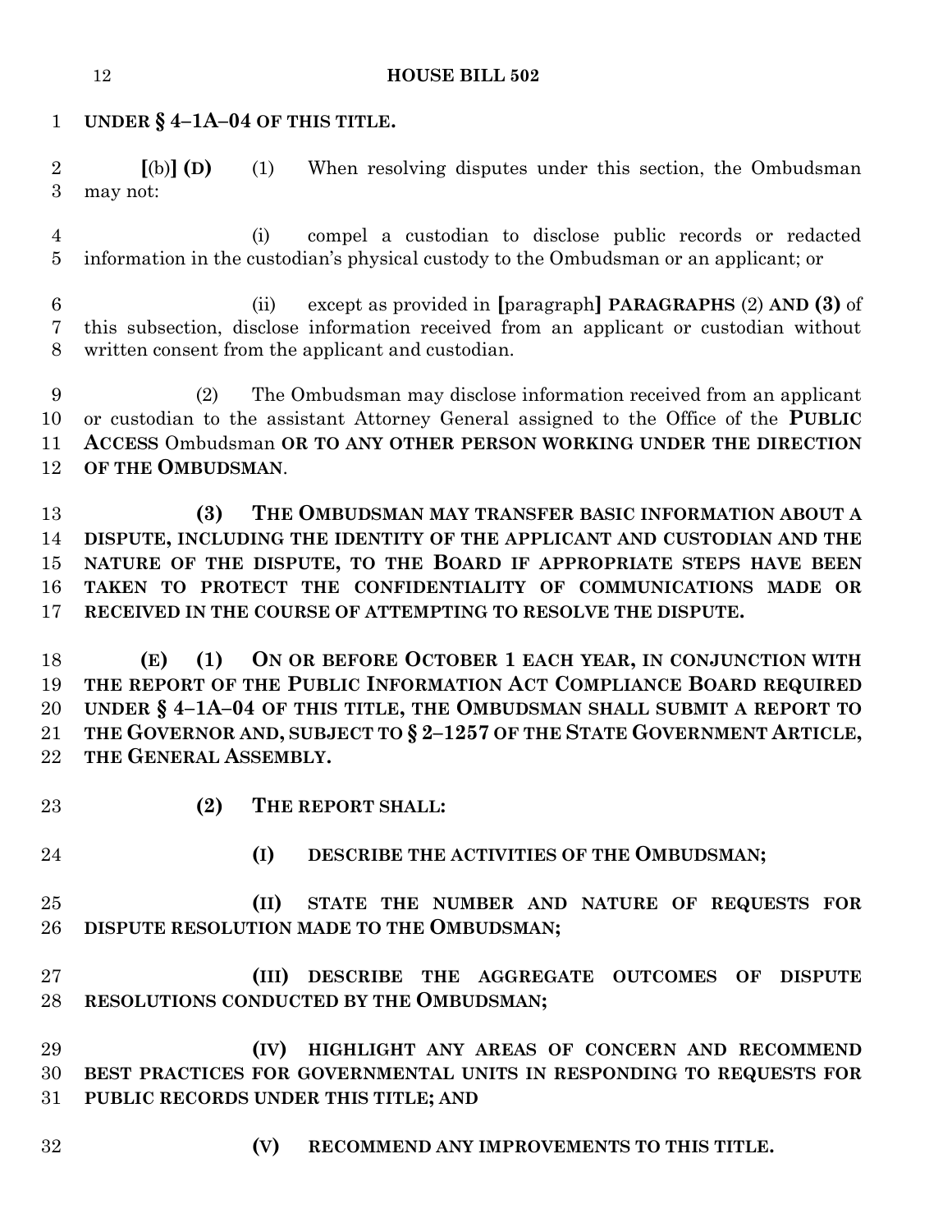**UNDER § 4–1A–04 OF THIS TITLE.**

[(b)] **(D)** (1) When resolving disputes under this section, the Ombudsman may not:

(i) compel a custodian to disclose public records or redacted information in the custodian's physical custody to the Ombudsman or an applicant; or

(ii) except as provided in [paragraph] **PARAGRAPHS** (2) **AND (3)** of this subsection, disclose information received from an applicant or custodian without written consent from the applicant and custodian.

(2) The Ombudsman may disclose information received from an applicant or custodian to the assistant Attorney General assigned to the Office of the **PUBLIC ACCESS** Ombudsman **OR TO ANY OTHER PERSON WORKING UNDER THE DIRECTION OF THE OMBUDSMAN**.

**(3) THE OMBUDSMAN MAY TRANSFER BASIC INFORMATION ABOUT A DISPUTE, INCLUDING THE IDENTITY OF THE APPLICANT AND CUSTODIAN AND THE NATURE OF THE DISPUTE, TO THE BOARD IF APPROPRIATE STEPS HAVE BEEN TAKEN TO PROTECT THE CONFIDENTIALITY OF COMMUNICATIONS MADE OR RECEIVED IN THE COURSE OF ATTEMPTING TO RESOLVE THE DISPUTE.**

**(E) (1) ON OR BEFORE OCTOBER 1 EACH YEAR, IN CONJUNCTION WITH THE REPORT OF THE PUBLIC INFORMATION ACT COMPLIANCE BOARD REQUIRED UNDER § 4–1A–04 OF THIS TITLE, THE OMBUDSMAN SHALL SUBMIT A REPORT TO THE GOVERNOR AND, SUBJECT TO § 2–1257 OF THE STATE GOVERNMENT ARTICLE, THE GENERAL ASSEMBLY.**

**(2) THE REPORT SHALL:**

**(I) DESCRIBE THE ACTIVITIES OF THE OMBUDSMAN;**

**(II) STATE THE NUMBER AND NATURE OF REQUESTS FOR DISPUTE RESOLUTION MADE TO THE OMBUDSMAN;**

**(III) DESCRIBE THE AGGREGATE OUTCOMES OF DISPUTE RESOLUTIONS CONDUCTED BY THE OMBUDSMAN;**

**(IV) HIGHLIGHT ANY AREAS OF CONCERN AND RECOMMEND BEST PRACTICES FOR GOVERNMENTAL UNITS IN RESPONDING TO REQUESTS FOR PUBLIC RECORDS UNDER THIS TITLE; AND**

**(V) RECOMMEND ANY IMPROVEMENTS TO THIS TITLE.**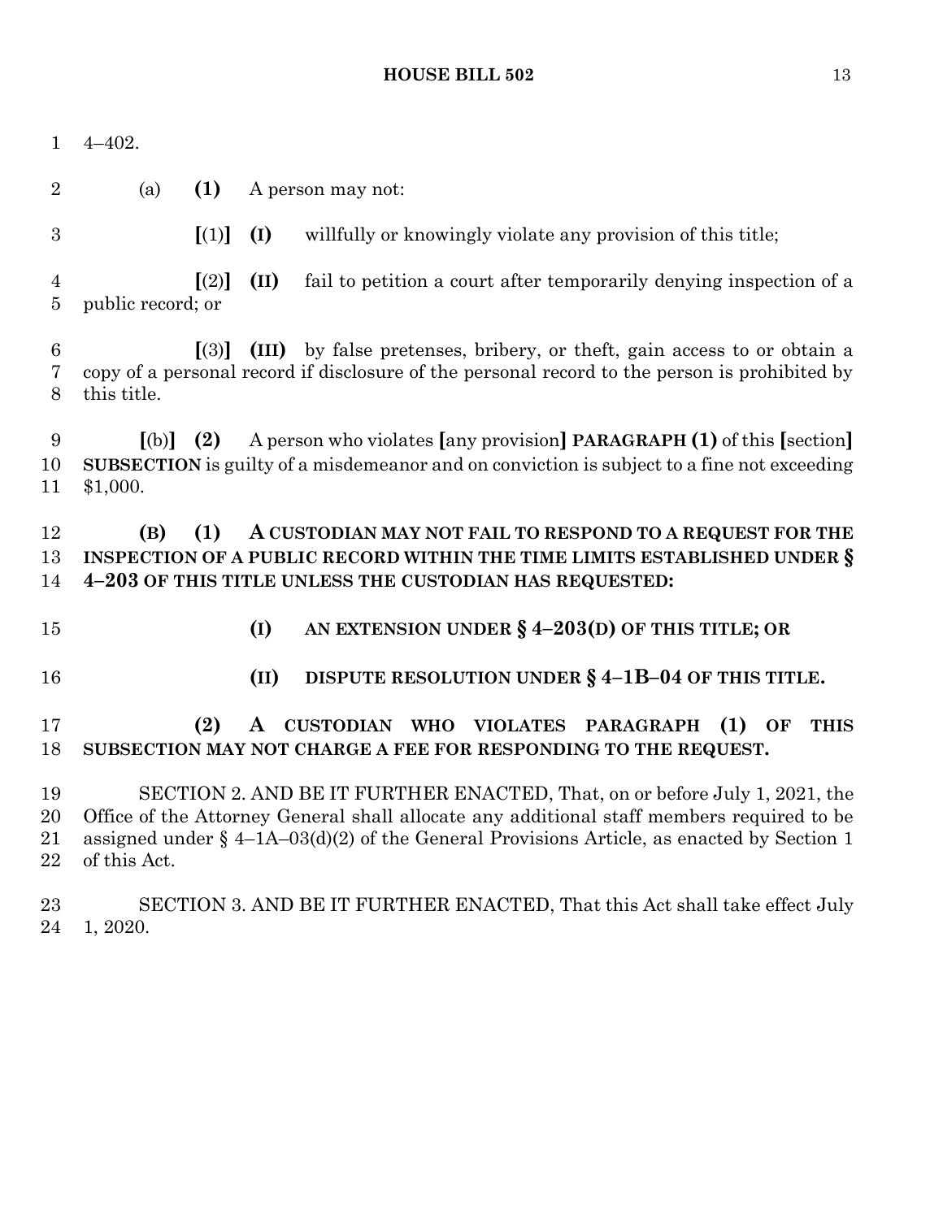4–402.

(a) **(1)** A person may not:

[(1)] **(I)** willfully or knowingly violate any provision of this title;

[(2)] **(II)** fail to petition a court after temporarily denying inspection of a public record; or

[(3)] **(III)** by false pretenses, bribery, or theft, gain access to or obtain a copy of a personal record if disclosure of the personal record to the person is prohibited by this title.

[(b)] **(2)** A person who violates [any provision] **PARAGRAPH (1)** of this [section] **SUBSECTION** is guilty of a misdemeanor and on conviction is subject to a fine not exceeding $1,000.

**(B) (1) A CUSTODIAN MAY NOT FAIL TO RESPOND TO A REQUEST FOR THE INSPECTION OF A PUBLIC RECORD WITHIN THE TIME LIMITS ESTABLISHED UNDER § 4–203 OF THIS TITLE UNLESS THE CUSTODIAN HAS REQUESTED:**

**(I) AN EXTENSION UNDER § 4–203(D) OF THIS TITLE; OR**

**(II) DISPUTE RESOLUTION UNDER § 4–1B–04 OF THIS TITLE.**

**(2) A CUSTODIAN WHO VIOLATES PARAGRAPH (1) OF THIS SUBSECTION MAY NOT CHARGE A FEE FOR RESPONDING TO THE REQUEST.**

SECTION 2. AND BE IT FURTHER ENACTED, That, on or before July 1, 2021, the Office of the Attorney General shall allocate any additional staff members required to be assigned under § 4–1A–03(d)(2) of the General Provisions Article, as enacted by Section 1 of this Act.

SECTION 3. AND BE IT FURTHER ENACTED, That this Act shall take effect July 1, 2020.